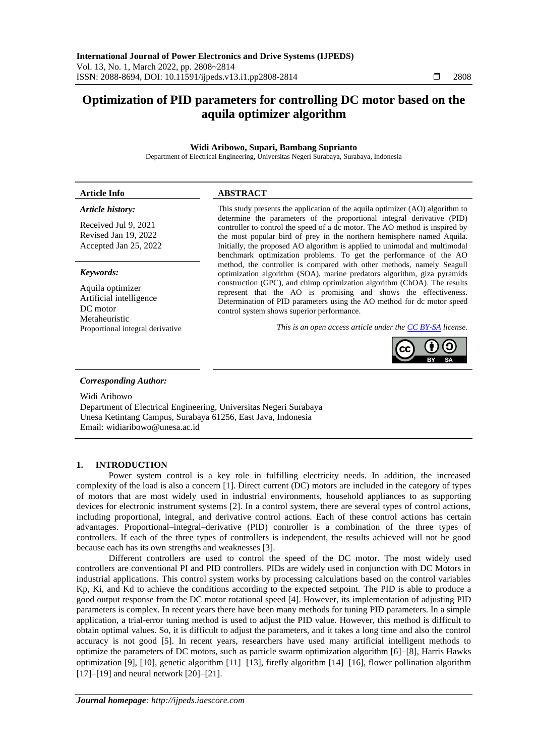# Optimization of PID parameters for controlling DC motor based on the aquila optimizer algorithm

**Widi Aribowo, Supari, Bambang Suprianto**

Department of Electrical Engineering, Universitas Negeri Surabaya, Surabaya, Indonesia

---

**Article Info**

***Article history:***

Received Jul 9, 2021
Revised Jan 19, 2022
Accepted Jan 25, 2022

***Keywords:***

Aquila optimizer
Artificial intelligence
DC motor
Metaheuristic
Proportional integral derivative

**ABSTRACT**

This study presents the application of the aquila optimizer (AO) algorithm to determine the parameters of the proportional integral derivative (PID) controller to control the speed of a dc motor. The AO method is inspired by the most popular bird of prey in the northern hemisphere named Aquila. Initially, the proposed AO algorithm is applied to unimodal and multimodal benchmark optimization problems. To get the performance of the AO method, the controller is compared with other methods, namely Seagull optimization algorithm (SOA), marine predators algorithm, giza pyramids construction (GPC), and chimp optimization algorithm (ChOA). The results represent that the AO is promising and shows the effectiveness. Determination of PID parameters using the AO method for dc motor speed control system shows superior performance.

*This is an open access article under the CC BY-SA license.*

---

***Corresponding Author:***

Widi Aribowo
Department of Electrical Engineering, Universitas Negeri Surabaya
Unesa Ketintang Campus, Surabaya 61256, East Java, Indonesia
Email: widiaribowo@unesa.ac.id

## 1. INTRODUCTION

Power system control is a key role in fulfilling electricity needs. In addition, the increased complexity of the load is also a concern [1]. Direct current (DC) motors are included in the category of types of motors that are most widely used in industrial environments, household appliances to as supporting devices for electronic instrument systems [2]. In a control system, there are several types of control actions, including proportional, integral, and derivative control actions. Each of these control actions has certain advantages. Proportional–integral–derivative (PID) controller is a combination of the three types of controllers. If each of the three types of controllers is independent, the results achieved will not be good because each has its own strengths and weaknesses [3].

Different controllers are used to control the speed of the DC motor. The most widely used controllers are conventional PI and PID controllers. PIDs are widely used in conjunction with DC Motors in industrial applications. This control system works by processing calculations based on the control variables Kp, Ki, and Kd to achieve the conditions according to the expected setpoint. The PID is able to produce a good output response from the DC motor rotational speed [4]. However, its implementation of adjusting PID parameters is complex. In recent years there have been many methods for tuning PID parameters. In a simple application, a trial-error tuning method is used to adjust the PID value. However, this method is difficult to obtain optimal values. So, it is difficult to adjust the parameters, and it takes a long time and also the control accuracy is not good [5]. In recent years, researchers have used many artificial intelligent methods to optimize the parameters of DC motors, such as particle swarm optimization algorithm [6]–[8], Harris Hawks optimization [9], [10], genetic algorithm [11]–[13], firefly algorithm [14]–[16], flower pollination algorithm [17]–[19] and neural network [20]–[21].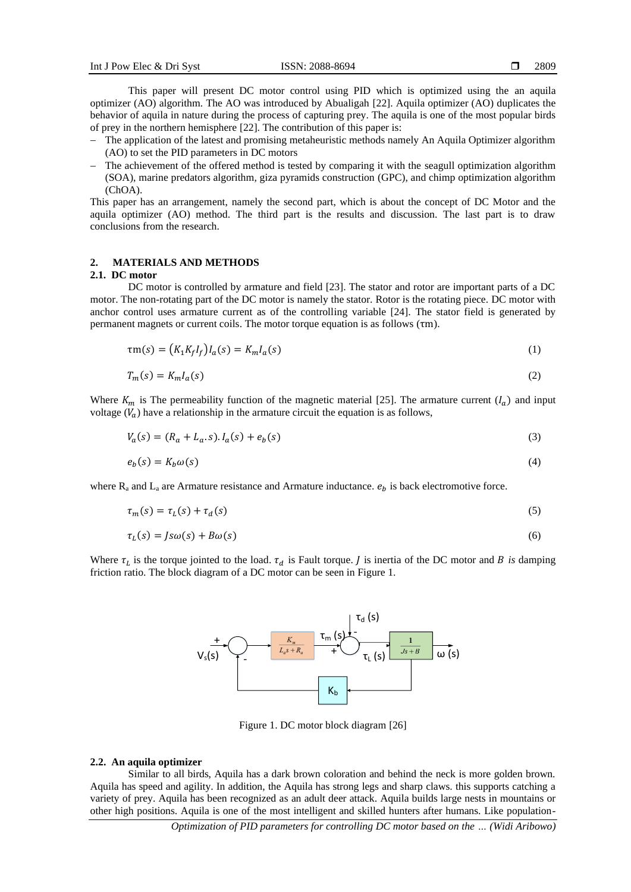This paper will present DC motor control using PID which is optimized using the an aquila optimizer (AO) algorithm. The AO was introduced by Abualigah [22]. Aquila optimizer (AO) duplicates the behavior of aquila in nature during the process of capturing prey. The aquila is one of the most popular birds of prey in the northern hemisphere [22]. The contribution of this paper is:

- The application of the latest and promising metaheuristic methods namely An Aquila Optimizer algorithm (AO) to set the PID parameters in DC motors
- The achievement of the offered method is tested by comparing it with the seagull optimization algorithm (SOA), marine predators algorithm, giza pyramids construction (GPC), and chimp optimization algorithm (ChOA).

This paper has an arrangement, namely the second part, which is about the concept of DC Motor and the aquila optimizer (AO) method. The third part is the results and discussion. The last part is to draw conclusions from the research.

## 2. MATERIALS AND METHODS

### 2.1. DC motor

DC motor is controlled by armature and field [23]. The stator and rotor are important parts of a DC motor. The non-rotating part of the DC motor is namely the stator. Rotor is the rotating piece. DC motor with anchor control uses armature current as of the controlling variable [24]. The stator field is generated by permanent magnets or current coils. The motor torque equation is as follows (τm).

$$\tau\text{m}(s) = \left(K_1 K_f I_f\right) I_a(s) = K_m I_a(s) \tag{1}$$

$$T_m(s) = K_m I_a(s) \tag{2}$$

Where $K_m$ is The permeability function of the magnetic material [25]. The armature current ($I_a$) and input voltage ($V_a$) have a relationship in the armature circuit the equation is as follows,

$$V_a(s) = (R_a + L_a.s).I_a(s) + e_b(s) \tag{3}$$

$$e_b(s) = K_b \omega(s) \tag{4}$$

where $R_a$ and $L_a$ are Armature resistance and Armature inductance. $e_b$ is back electromotive force.

$$\tau_m(s) = \tau_L(s) + \tau_d(s) \tag{5}$$

$$\tau_L(s) = Js\omega(s) + B\omega(s) \tag{6}$$

Where $\tau_L$ is the torque jointed to the load. $\tau_d$ is Fault torque. $J$ is inertia of the DC motor and $B$ *is* damping friction ratio. The block diagram of a DC motor can be seen in Figure 1.

Figure 1. DC motor block diagram [26]

### 2.2. An aquila optimizer

Similar to all birds, Aquila has a dark brown coloration and behind the neck is more golden brown. Aquila has speed and agility. In addition, the Aquila has strong legs and sharp claws. this supports catching a variety of prey. Aquila has been recognized as an adult deer attack. Aquila builds large nests in mountains or other high positions. Aquila is one of the most intelligent and skilled hunters after humans. Like population-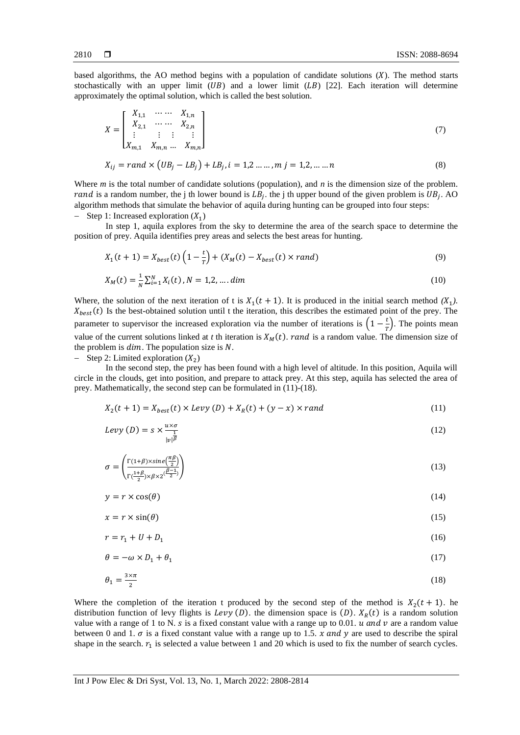based algorithms, the AO method begins with a population of candidate solutions ($X$). The method starts stochastically with an upper limit ($UB$) and a lower limit ($LB$) [22]. Each iteration will determine approximately the optimal solution, which is called the best solution.

$$X = \begin{bmatrix} X_{1,1} & \cdots\cdots & X_{1,n} \\ X_{2,1} & \cdots\cdots & X_{2,n} \\ \vdots & \vdots \;\; \vdots & \vdots \\ X_{m,1} & X_{m,n} \ldots & X_{m,n} \end{bmatrix} \tag{7}$$

$$X_{ij} = rand \times (UB_j - LB_j) + LB_j, i = 1,2 \ldots\ldots, m \; j = 1,2, \ldots \ldots n \tag{8}$$

Where *m* is the total number of candidate solutions (population), and *n* is the dimension size of the problem. $rand$ is a random number, the j th lower bound is $LB_j$. the j th upper bound of the given problem is $UB_j$. AO algorithm methods that simulate the behavior of aquila during hunting can be grouped into four steps:

- Step 1: Increased exploration ($X_1$)

In step 1, aquila explores from the sky to determine the area of the search space to determine the position of prey. Aquila identifies prey areas and selects the best areas for hunting.

$$X_1(t+1) = X_{best}(t)\left(1 - \frac{t}{T}\right) + (X_M(t) - X_{best}(t) \times rand) \tag{9}$$

$$X_M(t) = \frac{1}{N}\sum_{i=1}^{N} X_i(t), N = 1,2, \ldots. dim \tag{10}$$

Where, the solution of the next iteration of t is $X_1(t+1)$. It is produced in the initial search method ($X_1$). $X_{best}(t)$ Is the best-obtained solution until t the iteration, this describes the estimated point of the prey. The parameter to supervisor the increased exploration via the number of iterations is $\left(1 - \frac{t}{T}\right)$. The points mean value of the current solutions linked at *t* th iteration is $X_M(t)$. $rand$ is a random value. The dimension size of the problem is $dim$. The population size is $N$.

- Step 2: Limited exploration ($X_2$)

In the second step, the prey has been found with a high level of altitude. In this position, Aquila will circle in the clouds, get into position, and prepare to attack prey. At this step, aquila has selected the area of prey. Mathematically, the second step can be formulated in (11)-(18).

$$X_2(t+1) = X_{best}(t) \times Levy\,(D) + X_R(t) + (y - x) \times rand \tag{11}$$

$$Levy\,(D) = s \times \frac{u \times \sigma}{|v|^{\frac{1}{\beta}}} \tag{12}$$

$$\sigma = \left(\frac{\Gamma(1+\beta) \times sine\left(\frac{\pi\beta}{2}\right)}{\Gamma(\frac{1+\beta}{2}) \times \beta \times 2^{(\frac{\beta-1}{2})}}\right) \tag{13}$$

$$y = r \times \cos(\theta) \tag{14}$$

$$x = r \times \sin(\theta) \tag{15}$$

$$r = r_1 + U + D_1 \tag{16}$$

$$\theta = -\omega \times D_1 + \theta_1 \tag{17}$$

$$\theta_1 = \frac{3 \times \pi}{2} \tag{18}$$

Where the completion of the iteration t produced by the second step of the method is $X_2(t+1)$. he distribution function of levy flights is $Levy\,(D)$. the dimension space is $(D)$. $X_R(t)$ is a random solution value with a range of 1 to N. $s$ is a fixed constant value with a range up to 0.01. $u$ $and$ $v$ are a random value between 0 and 1. $\sigma$ is a fixed constant value with a range up to 1.5. $x$ $and$ $y$ are used to describe the spiral shape in the search. $r_1$ is selected a value between 1 and 20 which is used to fix the number of search cycles.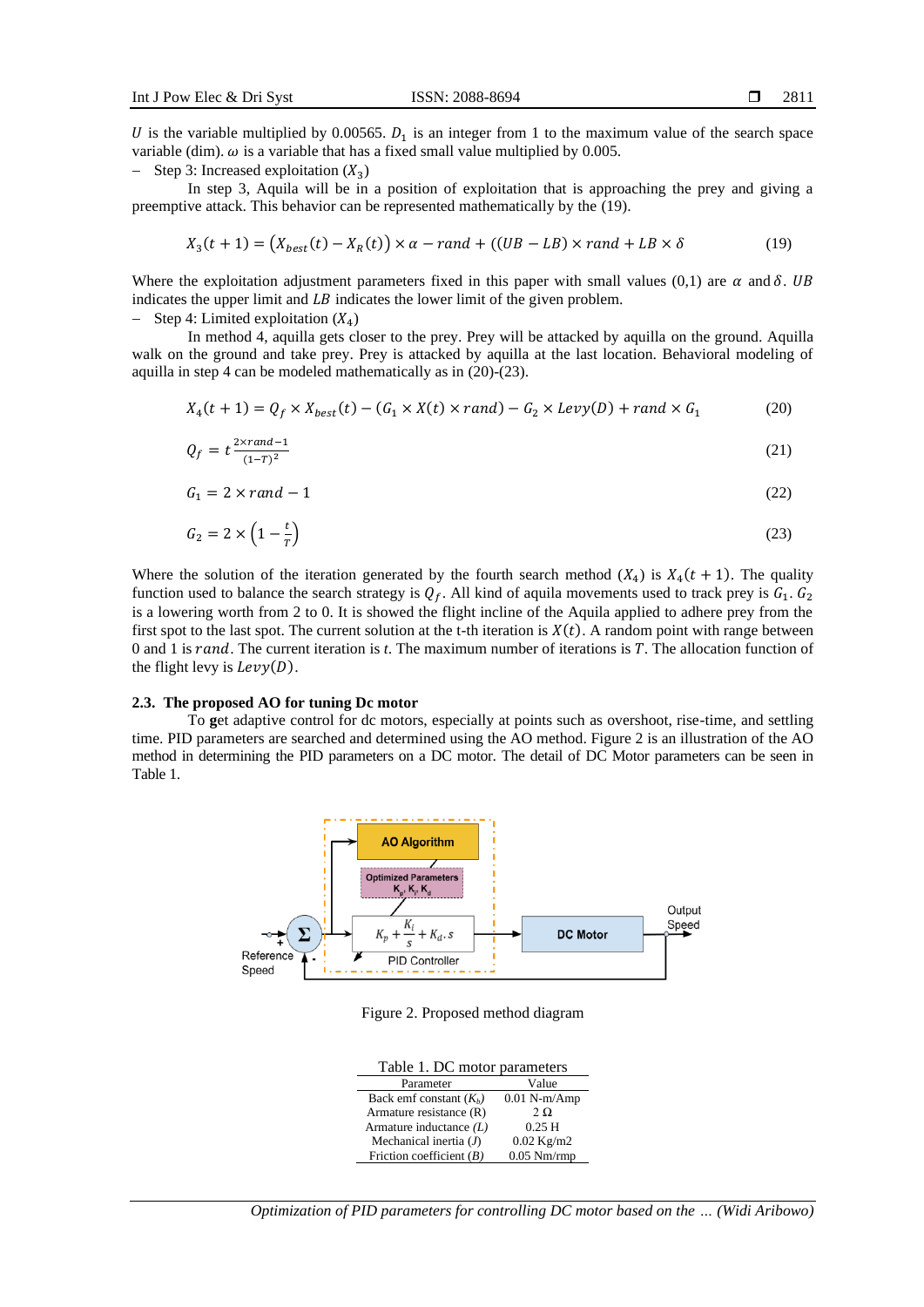$U$ is the variable multiplied by 0.00565. $D_1$ is an integer from 1 to the maximum value of the search space variable (dim). $\omega$ is a variable that has a fixed small value multiplied by 0.005.

- Step 3: Increased exploitation ($X_3$)

In step 3, Aquila will be in a position of exploitation that is approaching the prey and giving a preemptive attack. This behavior can be represented mathematically by the (19).

$$X_3(t+1) = \left(X_{best}(t) - X_R(t)\right) \times \alpha - rand + ((UB - LB) \times rand + LB \times \delta \tag{19}$$

Where the exploitation adjustment parameters fixed in this paper with small values (0,1) are $\alpha$ and $\delta$. $UB$ indicates the upper limit and $LB$ indicates the lower limit of the given problem.

- Step 4: Limited exploitation ($X_4$)

In method 4, aquilla gets closer to the prey. Prey will be attacked by aquilla on the ground. Aquilla walk on the ground and take prey. Prey is attacked by aquilla at the last location. Behavioral modeling of aquilla in step 4 can be modeled mathematically as in (20)-(23).

$$X_4(t+1) = Q_f \times X_{best}(t) - (G_1 \times X(t) \times rand) - G_2 \times Levy(D) + rand \times G_1 \tag{20}$$

$$Q_f = t^{\frac{2 \times rand - 1}{(1-T)^2}} \tag{21}$$

$$G_1 = 2 \times rand - 1 \tag{22}$$

$$G_2 = 2 \times \left(1 - \frac{t}{T}\right) \tag{23}$$

Where the solution of the iteration generated by the fourth search method ($X_4$) is $X_4(t+1)$. The quality function used to balance the search strategy is $Q_f$. All kind of aquila movements used to track prey is $G_1$. $G_2$ is a lowering worth from 2 to 0. It is showed the flight incline of the Aquila applied to adhere prey from the first spot to the last spot. The current solution at the t-th iteration is $X(t)$. A random point with range between 0 and 1 is $rand$. The current iteration is $t$. The maximum number of iterations is $T$. The allocation function of the flight levy is $Levy(D)$.

### 2.3. The proposed AO for tuning Dc motor

To get adaptive control for dc motors, especially at points such as overshoot, rise-time, and settling time. PID parameters are searched and determined using the AO method. Figure 2 is an illustration of the AO method in determining the PID parameters on a DC motor. The detail of DC Motor parameters can be seen in Table 1.

Figure 2. Proposed method diagram

Table 1. DC motor parameters

| Parameter | Value |
|---|---|
| Back emf constant ($K_b$) | 0.01 N-m/Amp |
| Armature resistance (R) | 2 Ω |
| Armature inductance ($L$) | 0.25 H |
| Mechanical inertia ($J$) | 0.02 Kg/m2 |
| Friction coefficient ($B$) | 0.05 Nm/rmp |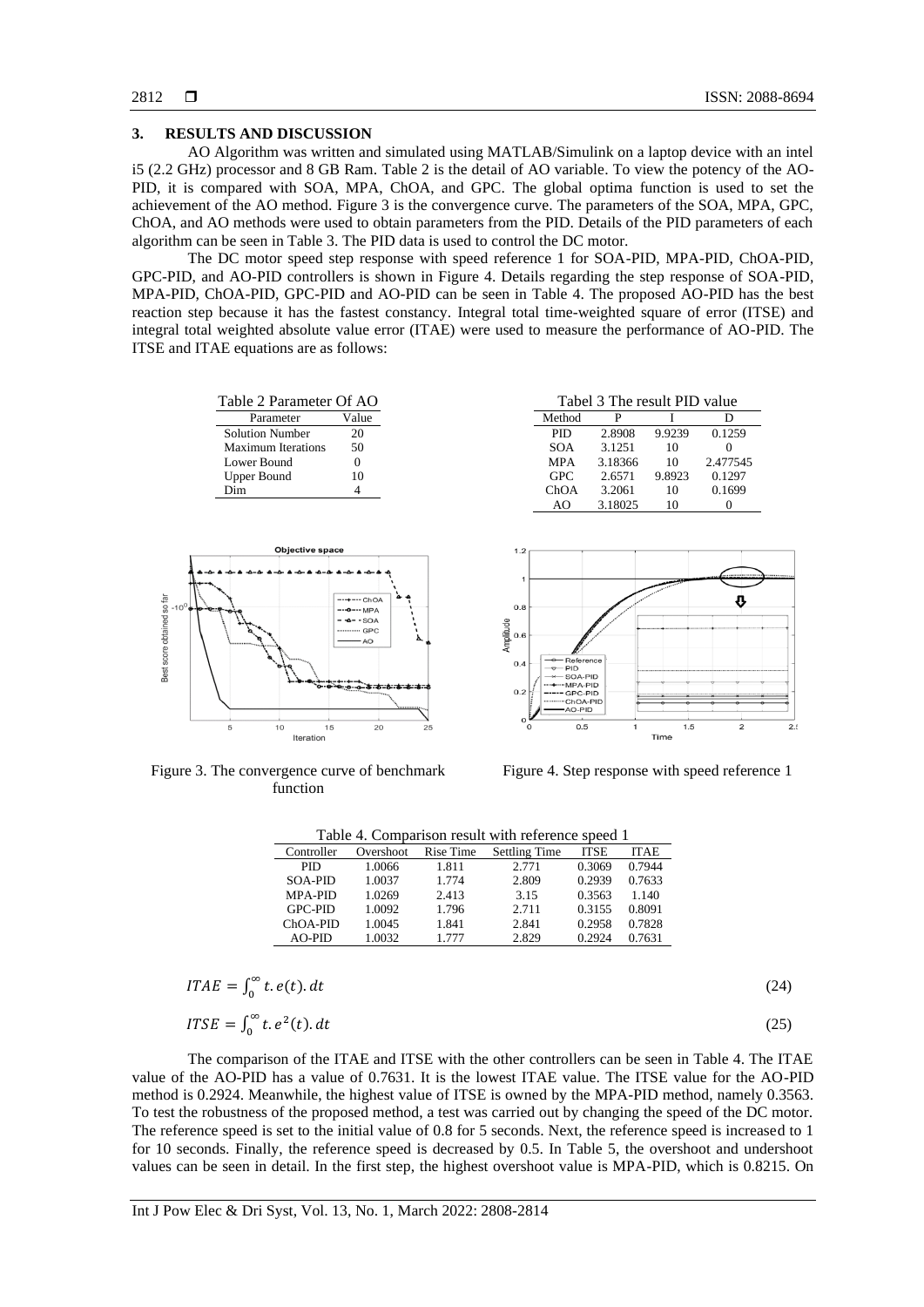## 3. RESULTS AND DISCUSSION

AO Algorithm was written and simulated using MATLAB/Simulink on a laptop device with an intel i5 (2.2 GHz) processor and 8 GB Ram. Table 2 is the detail of AO variable. To view the potency of the AO-PID, it is compared with SOA, MPA, ChOA, and GPC. The global optima function is used to set the achievement of the AO method. Figure 3 is the convergence curve. The parameters of the SOA, MPA, GPC, ChOA, and AO methods were used to obtain parameters from the PID. Details of the PID parameters of each algorithm can be seen in Table 3. The PID data is used to control the DC motor.

The DC motor speed step response with speed reference 1 for SOA-PID, MPA-PID, ChOA-PID, GPC-PID, and AO-PID controllers is shown in Figure 4. Details regarding the step response of SOA-PID, MPA-PID, ChOA-PID, GPC-PID and AO-PID can be seen in Table 4. The proposed AO-PID has the best reaction step because it has the fastest constancy. Integral total time-weighted square of error (ITSE) and integral total weighted absolute value error (ITAE) were used to measure the performance of AO-PID. The ITSE and ITAE equations are as follows:

Table 2 Parameter Of AO

| Parameter | Value |
|---|---|
| Solution Number | 20 |
| Maximum Iterations | 50 |
| Lower Bound | 0 |
| Upper Bound | 10 |
| Dim | 4 |

Tabel 3 The result PID value

| Method | P | I | D |
|---|---|---|---|
| PID | 2.8908 | 9.9239 | 0.1259 |
| SOA | 3.1251 | 10 | 0 |
| MPA | 3.18366 | 10 | 2.477545 |
| GPC | 2.6571 | 9.8923 | 0.1297 |
| ChOA | 3.2061 | 10 | 0.1699 |
| AO | 3.18025 | 10 | 0 |

Figure 3. The convergence curve of benchmark function

Figure 4. Step response with speed reference 1

Table 4. Comparison result with reference speed 1

| Controller | Overshoot | Rise Time | Settling Time | ITSE | ITAE |
|---|---|---|---|---|---|
| PID | 1.0066 | 1.811 | 2.771 | 0.3069 | 0.7944 |
| SOA-PID | 1.0037 | 1.774 | 2.809 | 0.2939 | 0.7633 |
| MPA-PID | 1.0269 | 2.413 | 3.15 | 0.3563 | 1.140 |
| GPC-PID | 1.0092 | 1.796 | 2.711 | 0.3155 | 0.8091 |
| ChOA-PID | 1.0045 | 1.841 | 2.841 | 0.2958 | 0.7828 |
| AO-PID | 1.0032 | 1.777 | 2.829 | 0.2924 | 0.7631 |

$$ITAE = \int_0^\infty t.e(t).dt \tag{24}$$

$$ITSE = \int_0^\infty t.e^2(t).dt \tag{25}$$

The comparison of the ITAE and ITSE with the other controllers can be seen in Table 4. The ITAE value of the AO-PID has a value of 0.7631. It is the lowest ITAE value. The ITSE value for the AO-PID method is 0.2924. Meanwhile, the highest value of ITSE is owned by the MPA-PID method, namely 0.3563. To test the robustness of the proposed method, a test was carried out by changing the speed of the DC motor. The reference speed is set to the initial value of 0.8 for 5 seconds. Next, the reference speed is increased to 1 for 10 seconds. Finally, the reference speed is decreased by 0.5. In Table 5, the overshoot and undershoot values can be seen in detail. In the first step, the highest overshoot value is MPA-PID, which is 0.8215. On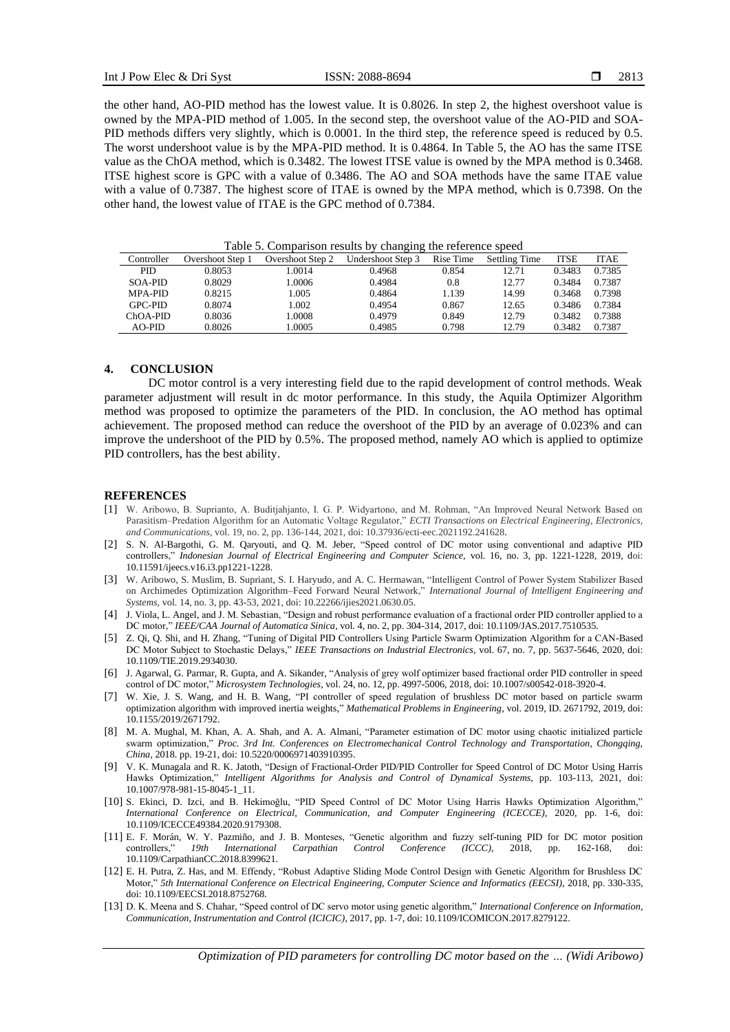the other hand, AO-PID method has the lowest value. It is 0.8026. In step 2, the highest overshoot value is owned by the MPA-PID method of 1.005. In the second step, the overshoot value of the AO-PID and SOA-PID methods differs very slightly, which is 0.0001. In the third step, the reference speed is reduced by 0.5. The worst undershoot value is by the MPA-PID method. It is 0.4864. In Table 5, the AO has the same ITSE value as the ChOA method, which is 0.3482. The lowest ITSE value is owned by the MPA method is 0.3468. ITSE highest score is GPC with a value of 0.3486. The AO and SOA methods have the same ITAE value with a value of 0.7387. The highest score of ITAE is owned by the MPA method, which is 0.7398. On the other hand, the lowest value of ITAE is the GPC method of 0.7384.

Table 5. Comparison results by changing the reference speed

| Controller | Overshoot Step 1 | Overshoot Step 2 | Undershoot Step 3 | Rise Time | Settling Time | ITSE | ITAE |
|---|---|---|---|---|---|---|---|
| PID | 0.8053 | 1.0014 | 0.4968 | 0.854 | 12.71 | 0.3483 | 0.7385 |
| SOA-PID | 0.8029 | 1.0006 | 0.4984 | 0.8 | 12.77 | 0.3484 | 0.7387 |
| MPA-PID | 0.8215 | 1.005 | 0.4864 | 1.139 | 14.99 | 0.3468 | 0.7398 |
| GPC-PID | 0.8074 | 1.002 | 0.4954 | 0.867 | 12.65 | 0.3486 | 0.7384 |
| ChOA-PID | 0.8036 | 1.0008 | 0.4979 | 0.849 | 12.79 | 0.3482 | 0.7388 |
| AO-PID | 0.8026 | 1.0005 | 0.4985 | 0.798 | 12.79 | 0.3482 | 0.7387 |

## 4. CONCLUSION

DC motor control is a very interesting field due to the rapid development of control methods. Weak parameter adjustment will result in dc motor performance. In this study, the Aquila Optimizer Algorithm method was proposed to optimize the parameters of the PID. In conclusion, the AO method has optimal achievement. The proposed method can reduce the overshoot of the PID by an average of 0.023% and can improve the undershoot of the PID by 0.5%. The proposed method, namely AO which is applied to optimize PID controllers, has the best ability.

## REFERENCES

[1] W. Aribowo, B. Suprianto, A. Buditjahjanto, I. G. P. Widyartono, and M. Rohman, "An Improved Neural Network Based on Parasitism–Predation Algorithm for an Automatic Voltage Regulator," *ECTI Transactions on Electrical Engineering, Electronics, and Communications*, vol. 19, no. 2, pp. 136-144, 2021, doi: 10.37936/ecti-eec.2021192.241628.

[2] S. N. Al-Bargothi, G. M. Qaryouti, and Q. M. Jeber, "Speed control of DC motor using conventional and adaptive PID controllers," *Indonesian Journal of Electrical Engineering and Computer Science*, vol. 16, no. 3, pp. 1221-1228, 2019, doi: 10.11591/ijeecs.v16.i3.pp1221-1228.

[3] W. Aribowo, S. Muslim, B. Supriant, S. I. Haryudo, and A. C. Hermawan, "Intelligent Control of Power System Stabilizer Based on Archimedes Optimization Algorithm–Feed Forward Neural Network," *International Journal of Intelligent Engineering and Systems*, vol. 14, no. 3, pp. 43-53, 2021, doi: 10.22266/ijies2021.0630.05.

[4] J. Viola, L. Angel, and J. M. Sebastian, "Design and robust performance evaluation of a fractional order PID controller applied to a DC motor," *IEEE/CAA Journal of Automatica Sinica*, vol. 4, no. 2, pp. 304-314, 2017, doi: 10.1109/JAS.2017.7510535.

[5] Z. Qi, Q. Shi, and H. Zhang, "Tuning of Digital PID Controllers Using Particle Swarm Optimization Algorithm for a CAN-Based DC Motor Subject to Stochastic Delays," *IEEE Transactions on Industrial Electronics*, vol. 67, no. 7, pp. 5637-5646, 2020, doi: 10.1109/TIE.2019.2934030.

[6] J. Agarwal, G. Parmar, R. Gupta, and A. Sikander, "Analysis of grey wolf optimizer based fractional order PID controller in speed control of DC motor," *Microsystem Technologies*, vol. 24, no. 12, pp. 4997-5006, 2018, doi: 10.1007/s00542-018-3920-4.

[7] W. Xie, J. S. Wang, and H. B. Wang, "PI controller of speed regulation of brushless DC motor based on particle swarm optimization algorithm with improved inertia weights," *Mathematical Problems in Engineering*, vol. 2019, ID. 2671792, 2019, doi: 10.1155/2019/2671792.

[8] M. A. Mughal, M. Khan, A. A. Shah, and A. A. Almani, "Parameter estimation of DC motor using chaotic initialized particle swarm optimization," *Proc. 3rd Int. Conferences on Electromechanical Control Technology and Transportation, Chongqing, China*, 2018. pp. 19-21, doi: 10.5220/0006971403910395.

[9] V. K. Munagala and R. K. Jatoth, "Design of Fractional-Order PID/PID Controller for Speed Control of DC Motor Using Harris Hawks Optimization," *Intelligent Algorithms for Analysis and Control of Dynamical Systems*, pp. 103-113, 2021, doi: 10.1007/978-981-15-8045-1_11.

[10] S. Ekinci, D. Izci, and B. Hekimoğlu, "PID Speed Control of DC Motor Using Harris Hawks Optimization Algorithm," *International Conference on Electrical, Communication, and Computer Engineering (ICECCE)*, 2020, pp. 1-6, doi: 10.1109/ICECCE49384.2020.9179308.

[11] E. F. Morán, W. Y. Pazmiño, and J. B. Monteses, "Genetic algorithm and fuzzy self-tuning PID for DC motor position controllers," *19th International Carpathian Control Conference (ICCC)*, 2018, pp. 162-168, doi: 10.1109/CarpathianCC.2018.8399621.

[12] E. H. Putra, Z. Has, and M. Effendy, "Robust Adaptive Sliding Mode Control Design with Genetic Algorithm for Brushless DC Motor," *5th International Conference on Electrical Engineering, Computer Science and Informatics (EECSI)*, 2018, pp. 330-335, doi: 10.1109/EECSI.2018.8752768.

[13] D. K. Meena and S. Chahar, "Speed control of DC servo motor using genetic algorithm," *International Conference on Information, Communication, Instrumentation and Control (ICICIC)*, 2017, pp. 1-7, doi: 10.1109/ICOMICON.2017.8279122.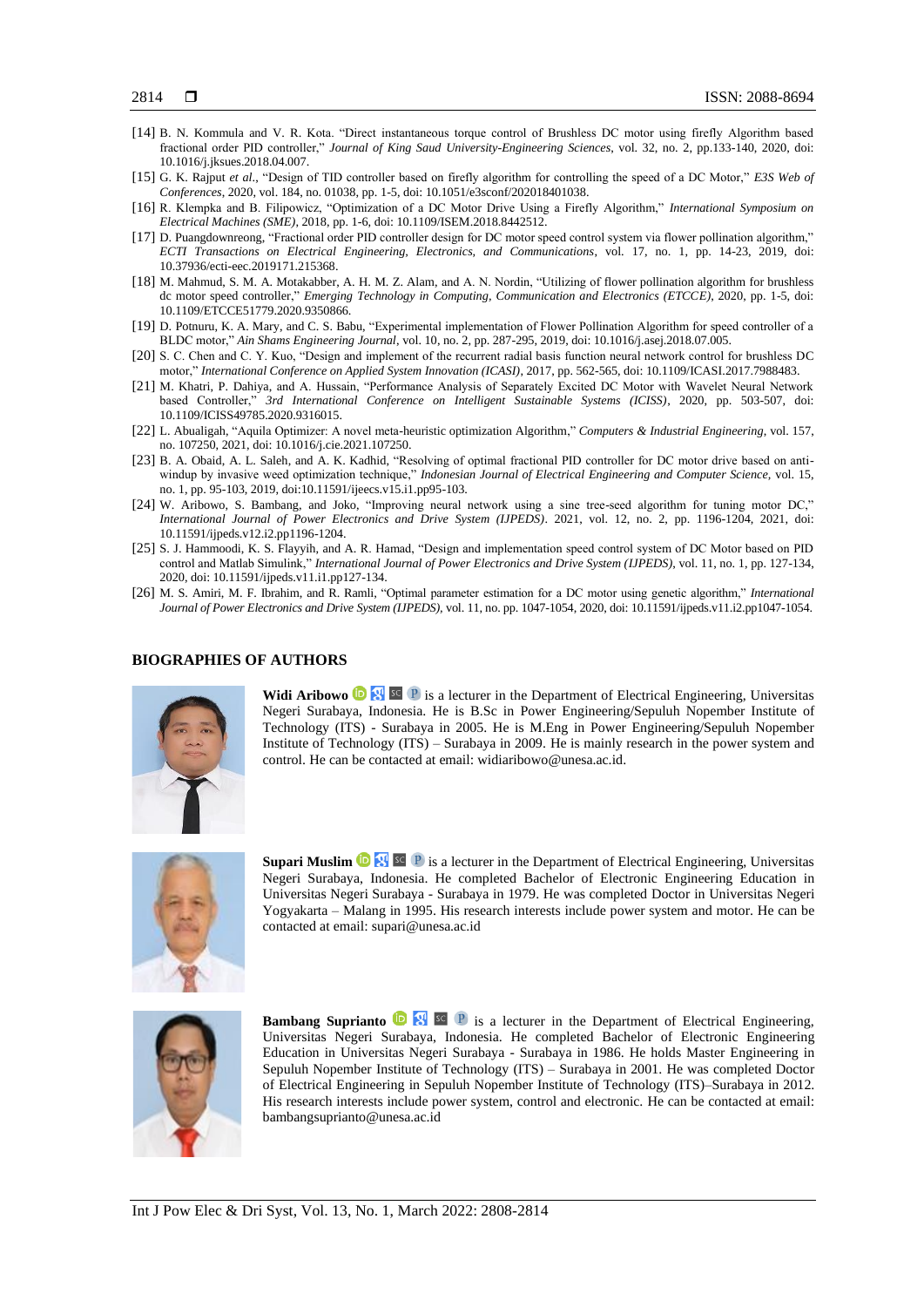[14] B. N. Kommula and V. R. Kota. "Direct instantaneous torque control of Brushless DC motor using firefly Algorithm based fractional order PID controller," *Journal of King Saud University-Engineering Sciences*, vol. 32, no. 2, pp.133-140, 2020, doi: 10.1016/j.jksues.2018.04.007.

[15] G. K. Rajput *et al*., "Design of TID controller based on firefly algorithm for controlling the speed of a DC Motor," *E3S Web of Conferences*, 2020, vol. 184, no. 01038, pp. 1-5, doi: 10.1051/e3sconf/202018401038.

[16] R. Klempka and B. Filipowicz, "Optimization of a DC Motor Drive Using a Firefly Algorithm," *International Symposium on Electrical Machines (SME)*, 2018, pp. 1-6, doi: 10.1109/ISEM.2018.8442512.

[17] D. Puangdownreong, "Fractional order PID controller design for DC motor speed control system via flower pollination algorithm," *ECTI Transactions on Electrical Engineering, Electronics, and Communications*, vol. 17, no. 1, pp. 14-23, 2019, doi: 10.37936/ecti-eec.2019171.215368.

[18] M. Mahmud, S. M. A. Motakabber, A. H. M. Z. Alam, and A. N. Nordin, "Utilizing of flower pollination algorithm for brushless dc motor speed controller," *Emerging Technology in Computing, Communication and Electronics (ETCCE)*, 2020, pp. 1-5, doi: 10.1109/ETCCE51779.2020.9350866.

[19] D. Potnuru, K. A. Mary, and C. S. Babu, "Experimental implementation of Flower Pollination Algorithm for speed controller of a BLDC motor," *Ain Shams Engineering Journal*, vol. 10, no. 2, pp. 287-295, 2019, doi: 10.1016/j.asej.2018.07.005.

[20] S. C. Chen and C. Y. Kuo, "Design and implement of the recurrent radial basis function neural network control for brushless DC motor," *International Conference on Applied System Innovation (ICASI)*, 2017, pp. 562-565, doi: 10.1109/ICASI.2017.7988483.

[21] M. Khatri, P. Dahiya, and A. Hussain, "Performance Analysis of Separately Excited DC Motor with Wavelet Neural Network based Controller," *3rd International Conference on Intelligent Sustainable Systems (ICISS)*, 2020, pp. 503-507, doi: 10.1109/ICISS49785.2020.9316015.

[22] L. Abualigah, "Aquila Optimizer: A novel meta-heuristic optimization Algorithm," *Computers & Industrial Engineering*, vol. 157, no. 107250, 2021, doi: 10.1016/j.cie.2021.107250.

[23] B. A. Obaid, A. L. Saleh, and A. K. Kadhid, "Resolving of optimal fractional PID controller for DC motor drive based on anti-windup by invasive weed optimization technique," *Indonesian Journal of Electrical Engineering and Computer Science*, vol. 15, no. 1, pp. 95-103, 2019, doi:10.11591/ijeecs.v15.i1.pp95-103.

[24] W. Aribowo, S. Bambang, and Joko, "Improving neural network using a sine tree-seed algorithm for tuning motor DC," *International Journal of Power Electronics and Drive System (IJPEDS)*. 2021, vol. 12, no. 2, pp. 1196-1204, 2021, doi: 10.11591/ijpeds.v12.i2.pp1196-1204.

[25] S. J. Hammoodi, K. S. Flayyih, and A. R. Hamad, "Design and implementation speed control system of DC Motor based on PID control and Matlab Simulink," *International Journal of Power Electronics and Drive System (IJPEDS)*, vol. 11, no. 1, pp. 127-134, 2020, doi: 10.11591/ijpeds.v11.i1.pp127-134.

[26] M. S. Amiri, M. F. Ibrahim, and R. Ramli, "Optimal parameter estimation for a DC motor using genetic algorithm," *International Journal of Power Electronics and Drive System (IJPEDS)*, vol. 11, no. pp. 1047-1054, 2020, doi: 10.11591/ijpeds.v11.i2.pp1047-1054.

## BIOGRAPHIES OF AUTHORS

**Widi Aribowo** is a lecturer in the Department of Electrical Engineering, Universitas Negeri Surabaya, Indonesia. He is B.Sc in Power Engineering/Sepuluh Nopember Institute of Technology (ITS) - Surabaya in 2005. He is M.Eng in Power Engineering/Sepuluh Nopember Institute of Technology (ITS) – Surabaya in 2009. He is mainly research in the power system and control. He can be contacted at email: widiaribowo@unesa.ac.id.

**Supari Muslim** is a lecturer in the Department of Electrical Engineering, Universitas Negeri Surabaya, Indonesia. He completed Bachelor of Electronic Engineering Education in Universitas Negeri Surabaya - Surabaya in 1979. He was completed Doctor in Universitas Negeri Yogyakarta – Malang in 1995. His research interests include power system and motor. He can be contacted at email: supari@unesa.ac.id

**Bambang Suprianto** is a lecturer in the Department of Electrical Engineering, Universitas Negeri Surabaya, Indonesia. He completed Bachelor of Electronic Engineering Education in Universitas Negeri Surabaya - Surabaya in 1986. He holds Master Engineering in Sepuluh Nopember Institute of Technology (ITS) – Surabaya in 2001. He was completed Doctor of Electrical Engineering in Sepuluh Nopember Institute of Technology (ITS)–Surabaya in 2012. His research interests include power system, control and electronic. He can be contacted at email: bambangsuprianto@unesa.ac.id